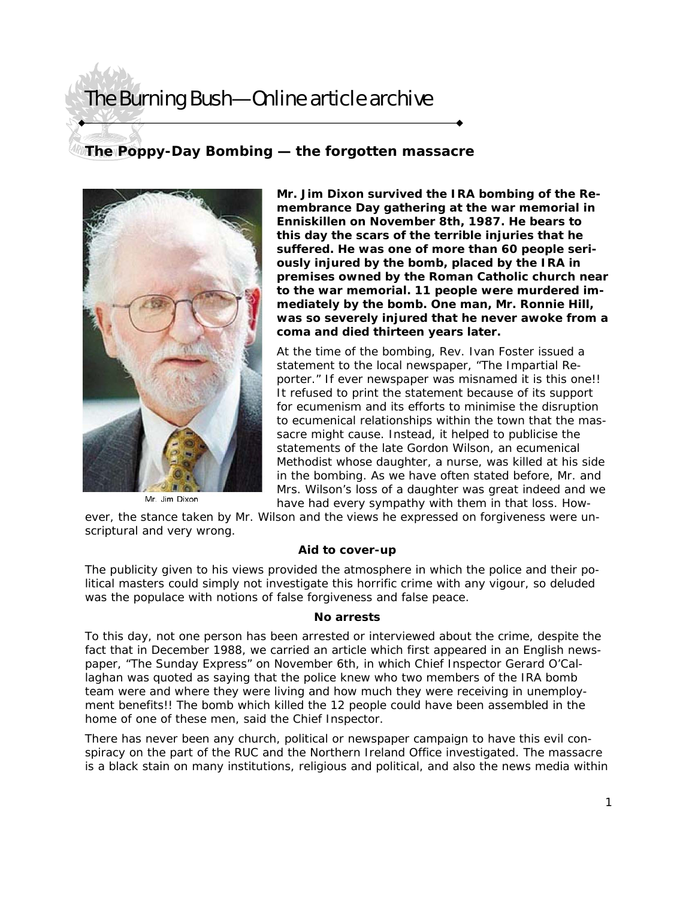# The Burning Bush—Online article archive

## The Poppy-Day Bombing — the forgotten massacre

Mr. Jim Dixon

**Mr. Jim Dixon survived the IRA bombing of the Remembrance Day gathering at the war memorial in Enniskillen on November 8th, 1987. He bears to this day the scars of the terrible injuries that he suffered. He was one of more than 60 people seriously injured by the bomb, placed by the IRA in premises owned by the Roman Catholic church near to the war memorial. 11 people were murdered immediately by the bomb. One man, Mr. Ronnie Hill, was so severely injured that he never awoke from a coma and died thirteen years later.**

At the time of the bombing, Rev. Ivan Foster issued a statement to the local newspaper, "The Impartial Reporter." If ever newspaper was misnamed it is this one!! It refused to print the statement because of its support for ecumenism and its efforts to minimise the disruption to ecumenical relationships within the town that the massacre might cause. Instead, it helped to publicise the statements of the late Gordon Wilson, an ecumenical Methodist whose daughter, a nurse, was killed at his side in the bombing. As we have often stated before, Mr. and Mrs. Wilson's loss of a daughter was great indeed and we have had every sympathy with them in that loss. However, the stance taken by Mr. Wilson and the views he expressed on forgiveness were unscriptural and very wrong.

**Aid to cover-up**

The publicity given to his views provided the atmosphere in which the police and their political masters could simply not investigate this horrific crime with any vigour, so deluded was the populace with notions of false forgiveness and false peace.

**No arrests**

To this day, not one person has been arrested or interviewed about the crime, despite the fact that in December 1988, we carried an article which first appeared in an English newspaper, "The Sunday Express" on November 6th, in which Chief Inspector Gerard O'Callaghan was quoted as saying that the police knew who two members of the IRA bomb team were and where they were living and how much they were receiving in unemployment benefits!! The bomb which killed the 12 people could have been assembled in the home of one of these men, said the Chief Inspector.

There has never been any church, political or newspaper campaign to have this evil conspiracy on the part of the RUC and the Northern Ireland Office investigated. The massacre is a black stain on many institutions, religious and political, and also the news media within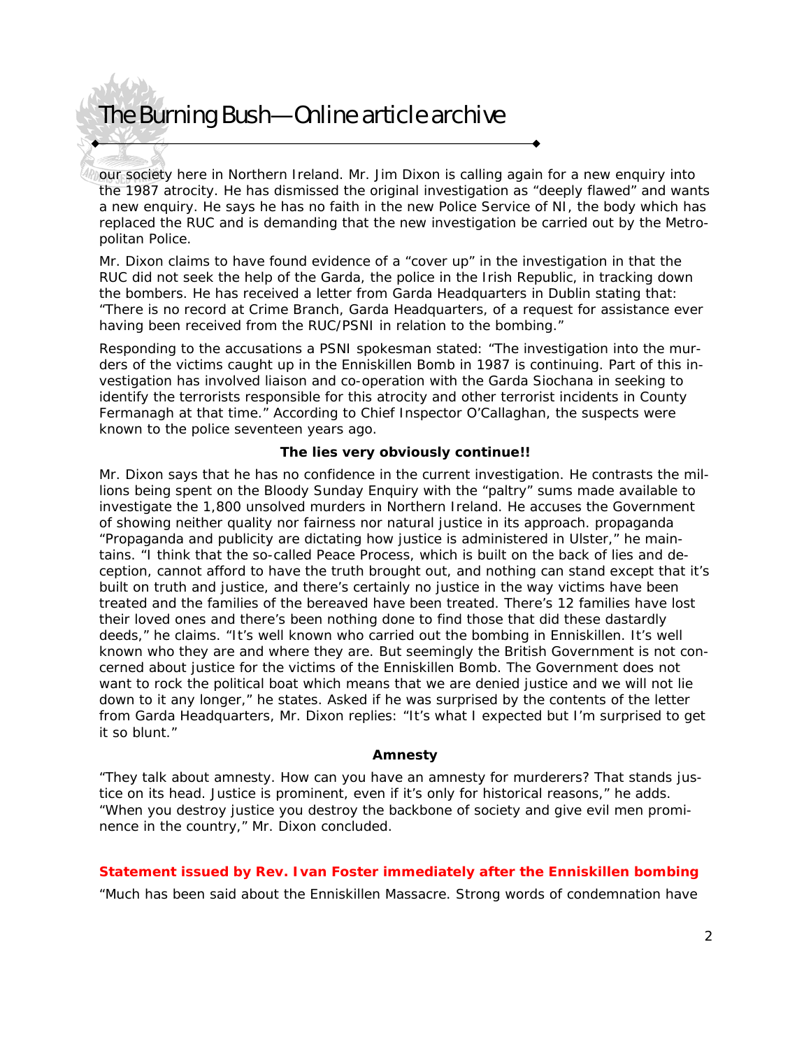our society here in Northern Ireland. Mr. Jim Dixon is calling again for a new enquiry into the 1987 atrocity. He has dismissed the original investigation as "deeply flawed" and wants a new enquiry. He says he has no faith in the new Police Service of NI, the body which has replaced the RUC and is demanding that the new investigation be carried out by the Metropolitan Police.

Mr. Dixon claims to have found evidence of a "cover up" in the investigation in that the RUC did not seek the help of the Garda, the police in the Irish Republic, in tracking down the bombers. He has received a letter from Garda Headquarters in Dublin stating that: "There is no record at Crime Branch, Garda Headquarters, of a request for assistance ever having been received from the RUC/PSNI in relation to the bombing."

Responding to the accusations a PSNI spokesman stated: "The investigation into the murders of the victims caught up in the Enniskillen Bomb in 1987 is continuing. Part of this investigation has involved liaison and co-operation with the Garda Siochana in seeking to identify the terrorists responsible for this atrocity and other terrorist incidents in County Fermanagh at that time." According to Chief Inspector O'Callaghan, the suspects were known to the police seventeen years ago.

**The lies very obviously continue!!**

Mr. Dixon says that he has no confidence in the current investigation. He contrasts the millions being spent on the Bloody Sunday Enquiry with the "paltry" sums made available to investigate the 1,800 unsolved murders in Northern Ireland. He accuses the Government of showing neither quality nor fairness nor natural justice in its approach. propaganda "Propaganda and publicity are dictating how justice is administered in Ulster," he maintains. "I think that the so-called Peace Process, which is built on the back of lies and deception, cannot afford to have the truth brought out, and nothing can stand except that it's built on truth and justice, and there's certainly no justice in the way victims have been treated and the families of the bereaved have been treated. There's 12 families have lost their loved ones and there's been nothing done to find those that did these dastardly deeds," he claims. "It's well known who carried out the bombing in Enniskillen. It's well known who they are and where they are. But seemingly the British Government is not concerned about justice for the victims of the Enniskillen Bomb. The Government does not want to rock the political boat which means that we are denied justice and we will not lie down to it any longer," he states. Asked if he was surprised by the contents of the letter from Garda Headquarters, Mr. Dixon replies: "It's what I expected but I'm surprised to get it so blunt."

**Amnesty**

"They talk about amnesty. How can you have an amnesty for murderers? That stands justice on its head. Justice is prominent, even if it's only for historical reasons," he adds. "When you destroy justice you destroy the backbone of society and give evil men prominence in the country," Mr. Dixon concluded.

**Statement issued by Rev. Ivan Foster immediately after the Enniskillen bombing**

"Much has been said about the Enniskillen Massacre. Strong words of condemnation have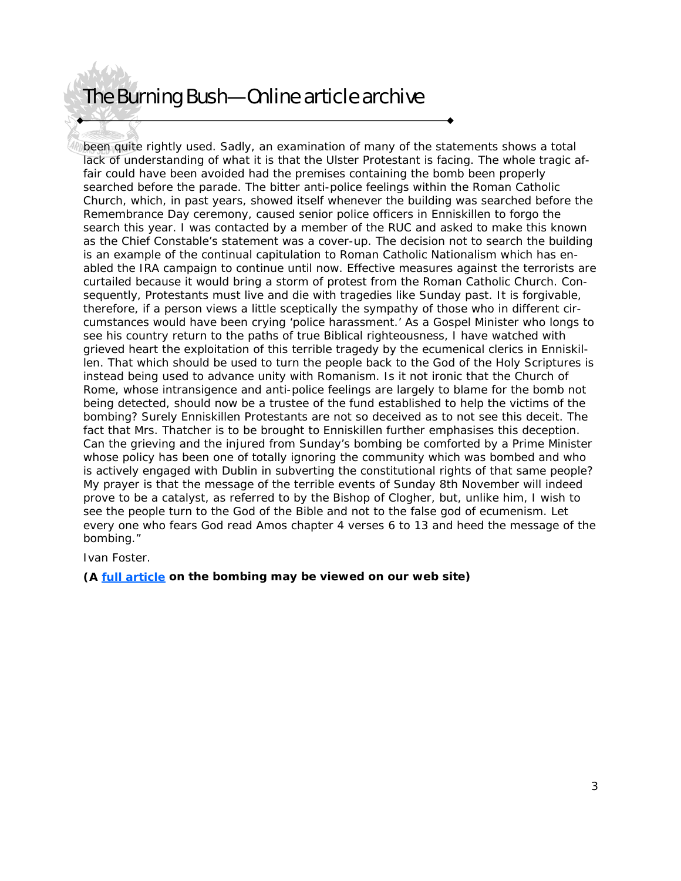been quite rightly used. Sadly, an examination of many of the statements shows a total lack of understanding of what it is that the Ulster Protestant is facing. The whole tragic affair could have been avoided had the premises containing the bomb been properly searched before the parade. The bitter anti-police feelings within the Roman Catholic Church, which, in past years, showed itself whenever the building was searched before the Remembrance Day ceremony, caused senior police officers in Enniskillen to forgo the search this year. I was contacted by a member of the RUC and asked to make this known as the Chief Constable's statement was a cover-up. The decision not to search the building is an example of the continual capitulation to Roman Catholic Nationalism which has enabled the IRA campaign to continue until now. Effective measures against the terrorists are curtailed because it would bring a storm of protest from the Roman Catholic Church. Consequently, Protestants must live and die with tragedies like Sunday past. It is forgivable, therefore, if a person views a little sceptically the sympathy of those who in different circumstances would have been crying 'police harassment.' As a Gospel Minister who longs to see his country return to the paths of true Biblical righteousness, I have watched with grieved heart the exploitation of this terrible tragedy by the ecumenical clerics in Enniskillen. That which should be used to turn the people back to the God of the Holy Scriptures is instead being used to advance unity with Romanism. Is it not ironic that the Church of Rome, whose intransigence and anti-police feelings are largely to blame for the bomb not being detected, should now be a trustee of the fund established to help the victims of the bombing? Surely Enniskillen Protestants are not so deceived as to not see this deceit. The fact that Mrs. Thatcher is to be brought to Enniskillen further emphasises this deception. Can the grieving and the injured from Sunday's bombing be comforted by a Prime Minister whose policy has been one of totally ignoring the community which was bombed and who is actively engaged with Dublin in subverting the constitutional rights of that same people? My prayer is that the message of the terrible events of Sunday 8th November will indeed prove to be a catalyst, as referred to by the Bishop of Clogher, but, unlike him, I wish to see the people turn to the God of the Bible and not to the false god of ecumenism. Let every one who fears God read Amos chapter 4 verses 6 to 13 and heed the message of the bombing."

Ivan Foster.

**(A full article on the bombing may be viewed on our web site)**